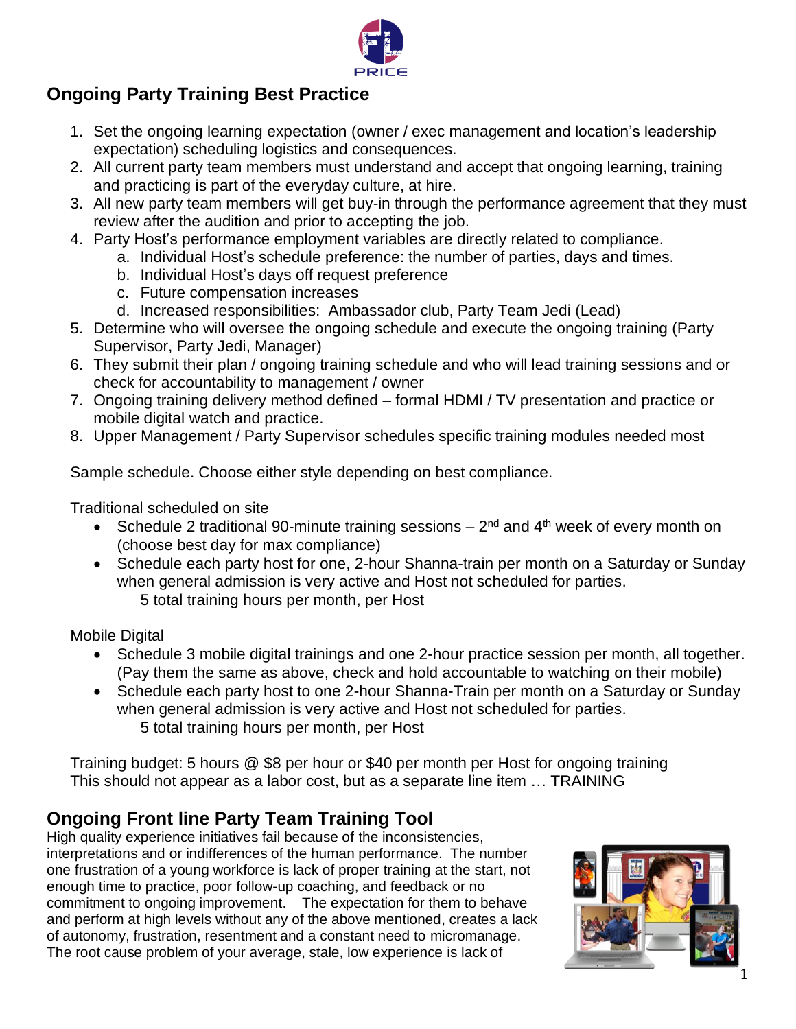## Ongoing Party Training Best Practice

1. Set the ongoing learning expectation (owner / exec management and location's leadership expectation) scheduling logistics and consequences.
2. All current party team members must understand and accept that ongoing learning, training and practicing is part of the everyday culture, at hire.
3. All new party team members will get buy-in through the performance agreement that they must review after the audition and prior to accepting the job.
4. Party Host's performance employment variables are directly related to compliance.
   a. Individual Host's schedule preference: the number of parties, days and times.
   b. Individual Host's days off request preference
   c. Future compensation increases
   d. Increased responsibilities: Ambassador club, Party Team Jedi (Lead)
5. Determine who will oversee the ongoing schedule and execute the ongoing training (Party Supervisor, Party Jedi, Manager)
6. They submit their plan / ongoing training schedule and who will lead training sessions and or check for accountability to management / owner
7. Ongoing training delivery method defined – formal HDMI / TV presentation and practice or mobile digital watch and practice.
8. Upper Management / Party Supervisor schedules specific training modules needed most

Sample schedule. Choose either style depending on best compliance.

Traditional scheduled on site

- Schedule 2 traditional 90-minute training sessions – 2nd and 4th week of every month on (choose best day for max compliance)
- Schedule each party host for one, 2-hour Shanna-train per month on a Saturday or Sunday when general admission is very active and Host not scheduled for parties.
  5 total training hours per month, per Host

Mobile Digital

- Schedule 3 mobile digital trainings and one 2-hour practice session per month, all together. (Pay them the same as above, check and hold accountable to watching on their mobile)
- Schedule each party host to one 2-hour Shanna-Train per month on a Saturday or Sunday when general admission is very active and Host not scheduled for parties.
  5 total training hours per month, per Host

Training budget: 5 hours @ $8 per hour or $40 per month per Host for ongoing training
This should not appear as a labor cost, but as a separate line item … TRAINING

## Ongoing Front line Party Team Training Tool

High quality experience initiatives fail because of the inconsistencies, interpretations and or indifferences of the human performance. The number one frustration of a young workforce is lack of proper training at the start, not enough time to practice, poor follow-up coaching, and feedback or no commitment to ongoing improvement. The expectation for them to behave and perform at high levels without any of the above mentioned, creates a lack of autonomy, frustration, resentment and a constant need to micromanage. The root cause problem of your average, stale, low experience is lack of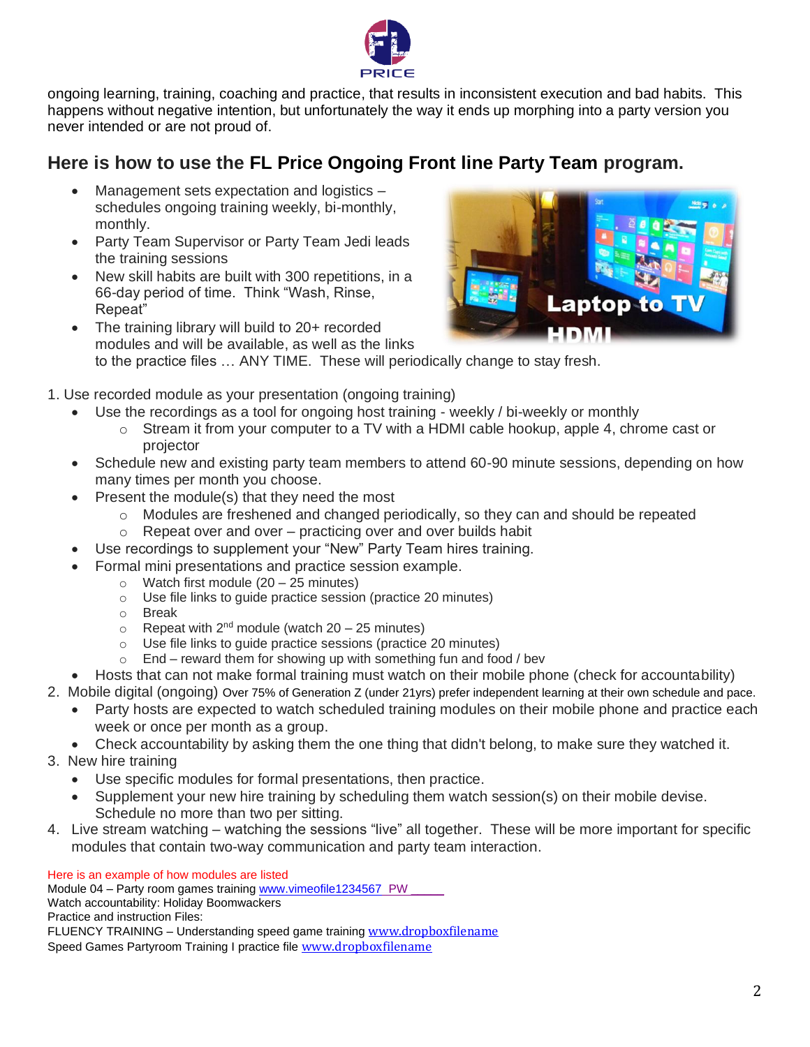ongoing learning, training, coaching and practice, that results in inconsistent execution and bad habits. This happens without negative intention, but unfortunately the way it ends up morphing into a party version you never intended or are not proud of.

## Here is how to use the **FL Price Ongoing Front line Party Team** program.

- Management sets expectation and logistics – schedules ongoing training weekly, bi-monthly, monthly.
- Party Team Supervisor or Party Team Jedi leads the training sessions
- New skill habits are built with 300 repetitions, in a 66-day period of time. Think "Wash, Rinse, Repeat"
- The training library will build to 20+ recorded modules and will be available, as well as the links to the practice files … ANY TIME. These will periodically change to stay fresh.

1. Use recorded module as your presentation (ongoing training)
   - Use the recordings as a tool for ongoing host training - weekly / bi-weekly or monthly
     - Stream it from your computer to a TV with a HDMI cable hookup, apple 4, chrome cast or projector
   - Schedule new and existing party team members to attend 60-90 minute sessions, depending on how many times per month you choose.
   - Present the module(s) that they need the most
     - Modules are freshened and changed periodically, so they can and should be repeated
     - Repeat over and over – practicing over and over builds habit
   - Use recordings to supplement your "New" Party Team hires training.
   - Formal mini presentations and practice session example.
     - Watch first module (20 – 25 minutes)
     - Use file links to guide practice session (practice 20 minutes)
     - Break
     - Repeat with 2nd module (watch 20 – 25 minutes)
     - Use file links to guide practice sessions (practice 20 minutes)
     - End – reward them for showing up with something fun and food / bev
   - Hosts that can not make formal training must watch on their mobile phone (check for accountability)
2. Mobile digital (ongoing) Over 75% of Generation Z (under 21yrs) prefer independent learning at their own schedule and pace.
   - Party hosts are expected to watch scheduled training modules on their mobile phone and practice each week or once per month as a group.
   - Check accountability by asking them the one thing that didn't belong, to make sure they watched it.
3. New hire training
   - Use specific modules for formal presentations, then practice.
   - Supplement your new hire training by scheduling them watch session(s) on their mobile devise. Schedule no more than two per sitting.
4. Live stream watching – watching the sessions "live" all together. These will be more important for specific modules that contain two-way communication and party team interaction.

Here is an example of how modules are listed
Module 04 – Party room games training www.vimeofile1234567 PW _____
Watch accountability: Holiday Boomwackers
Practice and instruction Files:
FLUENCY TRAINING – Understanding speed game training www.dropboxfilename
Speed Games Partyroom Training I practice file www.dropboxfilename